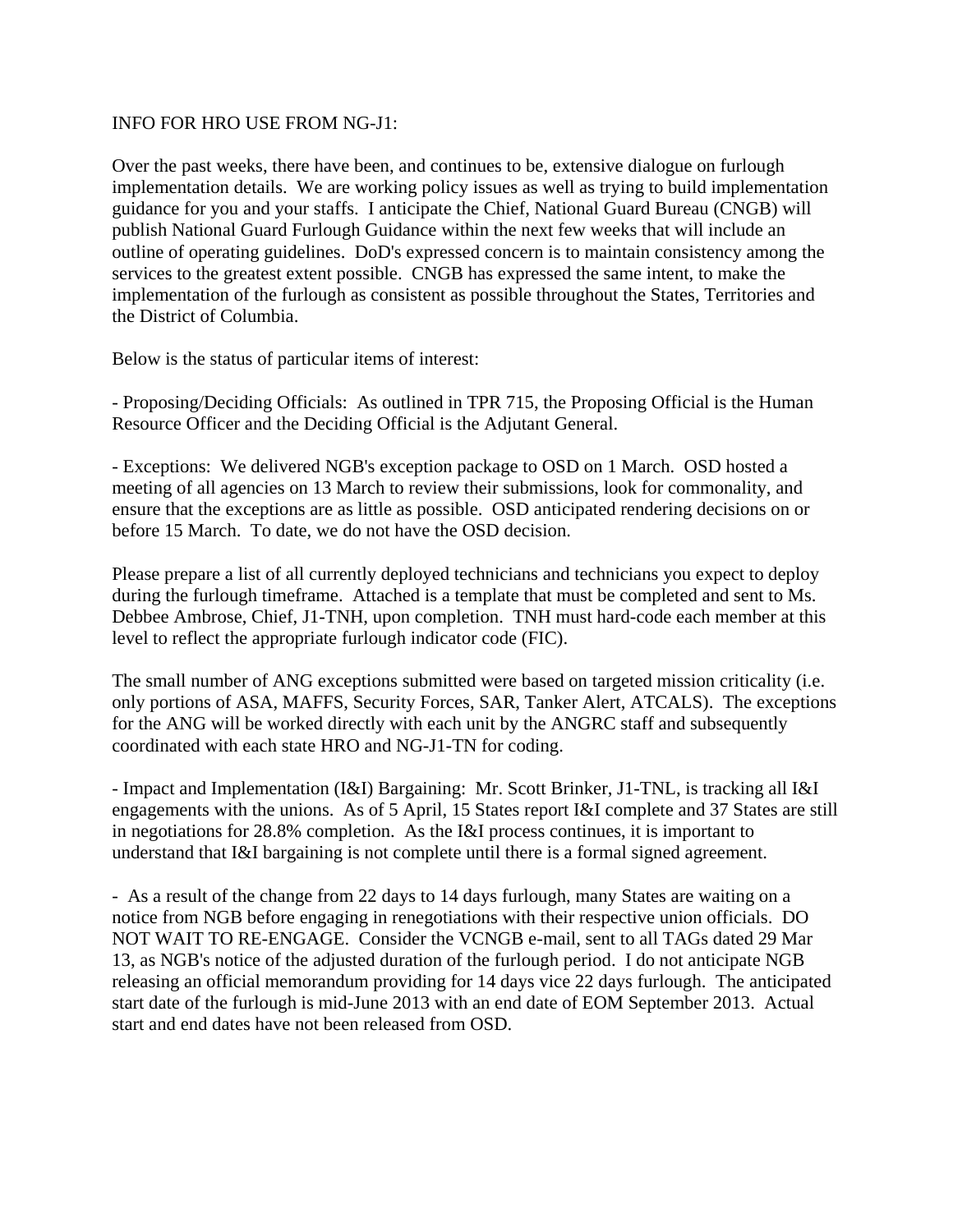INFO FOR HRO USE FROM NG-J1:

Over the past weeks, there have been, and continues to be, extensive dialogue on furlough implementation details. We are working policy issues as well as trying to build implementation guidance for you and your staffs. I anticipate the Chief, National Guard Bureau (CNGB) will publish National Guard Furlough Guidance within the next few weeks that will include an outline of operating guidelines. DoD's expressed concern is to maintain consistency among the services to the greatest extent possible. CNGB has expressed the same intent, to make the implementation of the furlough as consistent as possible throughout the States, Territories and the District of Columbia.

Below is the status of particular items of interest:

- Proposing/Deciding Officials: As outlined in TPR 715, the Proposing Official is the Human Resource Officer and the Deciding Official is the Adjutant General.

- Exceptions: We delivered NGB's exception package to OSD on 1 March. OSD hosted a meeting of all agencies on 13 March to review their submissions, look for commonality, and ensure that the exceptions are as little as possible. OSD anticipated rendering decisions on or before 15 March. To date, we do not have the OSD decision.

Please prepare a list of all currently deployed technicians and technicians you expect to deploy during the furlough timeframe. Attached is a template that must be completed and sent to Ms. Debbee Ambrose, Chief, J1-TNH, upon completion. TNH must hard-code each member at this level to reflect the appropriate furlough indicator code (FIC).

The small number of ANG exceptions submitted were based on targeted mission criticality (i.e. only portions of ASA, MAFFS, Security Forces, SAR, Tanker Alert, ATCALS). The exceptions for the ANG will be worked directly with each unit by the ANGRC staff and subsequently coordinated with each state HRO and NG-J1-TN for coding.

- Impact and Implementation (I&I) Bargaining: Mr. Scott Brinker, J1-TNL, is tracking all I&I engagements with the unions. As of 5 April, 15 States report I&I complete and 37 States are still in negotiations for 28.8% completion. As the I&I process continues, it is important to understand that I&I bargaining is not complete until there is a formal signed agreement.

- As a result of the change from 22 days to 14 days furlough, many States are waiting on a notice from NGB before engaging in renegotiations with their respective union officials. DO NOT WAIT TO RE-ENGAGE. Consider the VCNGB e-mail, sent to all TAGs dated 29 Mar 13, as NGB's notice of the adjusted duration of the furlough period. I do not anticipate NGB releasing an official memorandum providing for 14 days vice 22 days furlough. The anticipated start date of the furlough is mid-June 2013 with an end date of EOM September 2013. Actual start and end dates have not been released from OSD.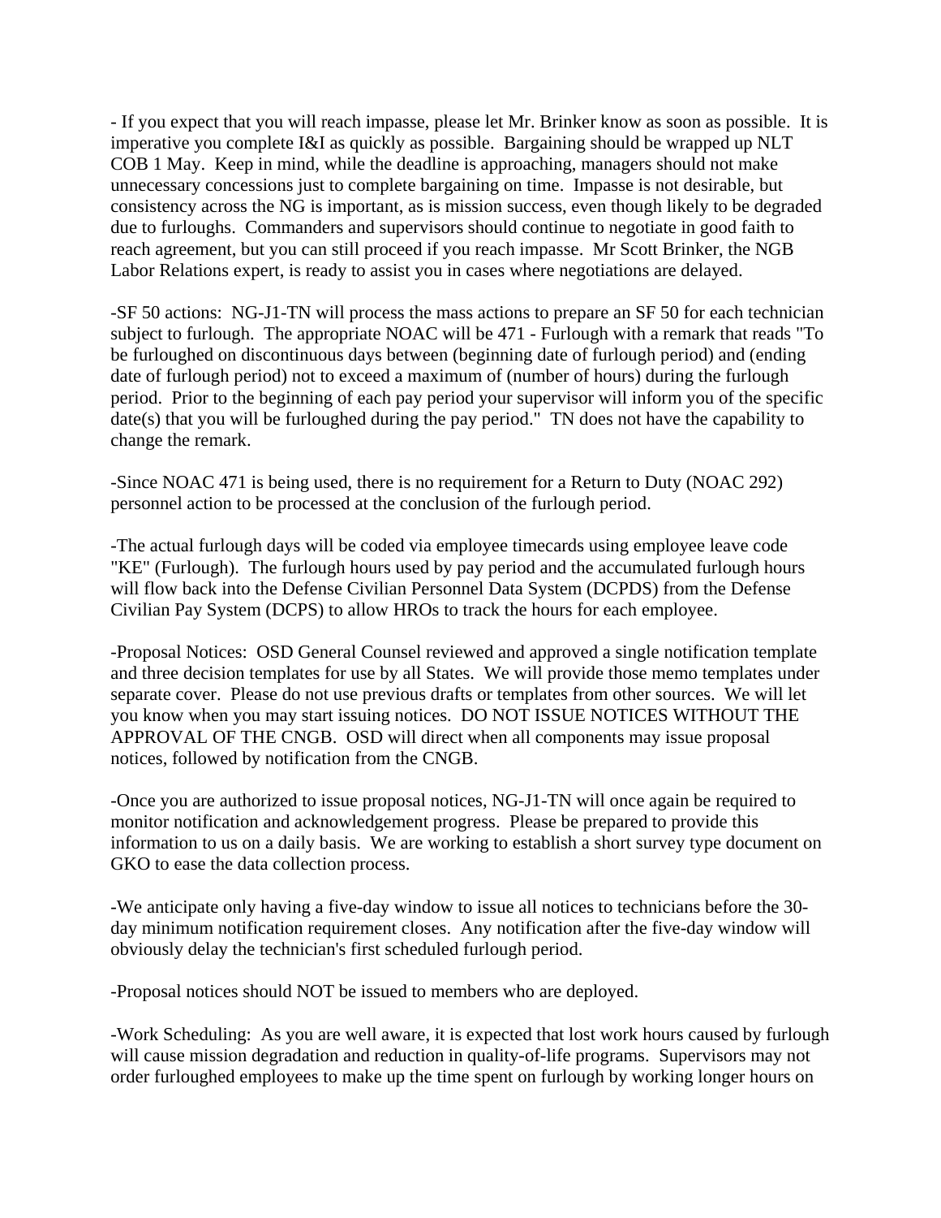- If you expect that you will reach impasse, please let Mr. Brinker know as soon as possible. It is imperative you complete I&I as quickly as possible. Bargaining should be wrapped up NLT COB 1 May. Keep in mind, while the deadline is approaching, managers should not make unnecessary concessions just to complete bargaining on time. Impasse is not desirable, but consistency across the NG is important, as is mission success, even though likely to be degraded due to furloughs. Commanders and supervisors should continue to negotiate in good faith to reach agreement, but you can still proceed if you reach impasse. Mr Scott Brinker, the NGB Labor Relations expert, is ready to assist you in cases where negotiations are delayed.

-SF 50 actions: NG-J1-TN will process the mass actions to prepare an SF 50 for each technician subject to furlough. The appropriate NOAC will be 471 - Furlough with a remark that reads "To be furloughed on discontinuous days between (beginning date of furlough period) and (ending date of furlough period) not to exceed a maximum of (number of hours) during the furlough period. Prior to the beginning of each pay period your supervisor will inform you of the specific date(s) that you will be furloughed during the pay period." TN does not have the capability to change the remark.

-Since NOAC 471 is being used, there is no requirement for a Return to Duty (NOAC 292) personnel action to be processed at the conclusion of the furlough period.

-The actual furlough days will be coded via employee timecards using employee leave code "KE" (Furlough). The furlough hours used by pay period and the accumulated furlough hours will flow back into the Defense Civilian Personnel Data System (DCPDS) from the Defense Civilian Pay System (DCPS) to allow HROs to track the hours for each employee.

-Proposal Notices: OSD General Counsel reviewed and approved a single notification template and three decision templates for use by all States. We will provide those memo templates under separate cover. Please do not use previous drafts or templates from other sources. We will let you know when you may start issuing notices. DO NOT ISSUE NOTICES WITHOUT THE APPROVAL OF THE CNGB. OSD will direct when all components may issue proposal notices, followed by notification from the CNGB.

-Once you are authorized to issue proposal notices, NG-J1-TN will once again be required to monitor notification and acknowledgement progress. Please be prepared to provide this information to us on a daily basis. We are working to establish a short survey type document on GKO to ease the data collection process.

-We anticipate only having a five-day window to issue all notices to technicians before the 30-day minimum notification requirement closes. Any notification after the five-day window will obviously delay the technician's first scheduled furlough period.

-Proposal notices should NOT be issued to members who are deployed.

-Work Scheduling: As you are well aware, it is expected that lost work hours caused by furlough will cause mission degradation and reduction in quality-of-life programs. Supervisors may not order furloughed employees to make up the time spent on furlough by working longer hours on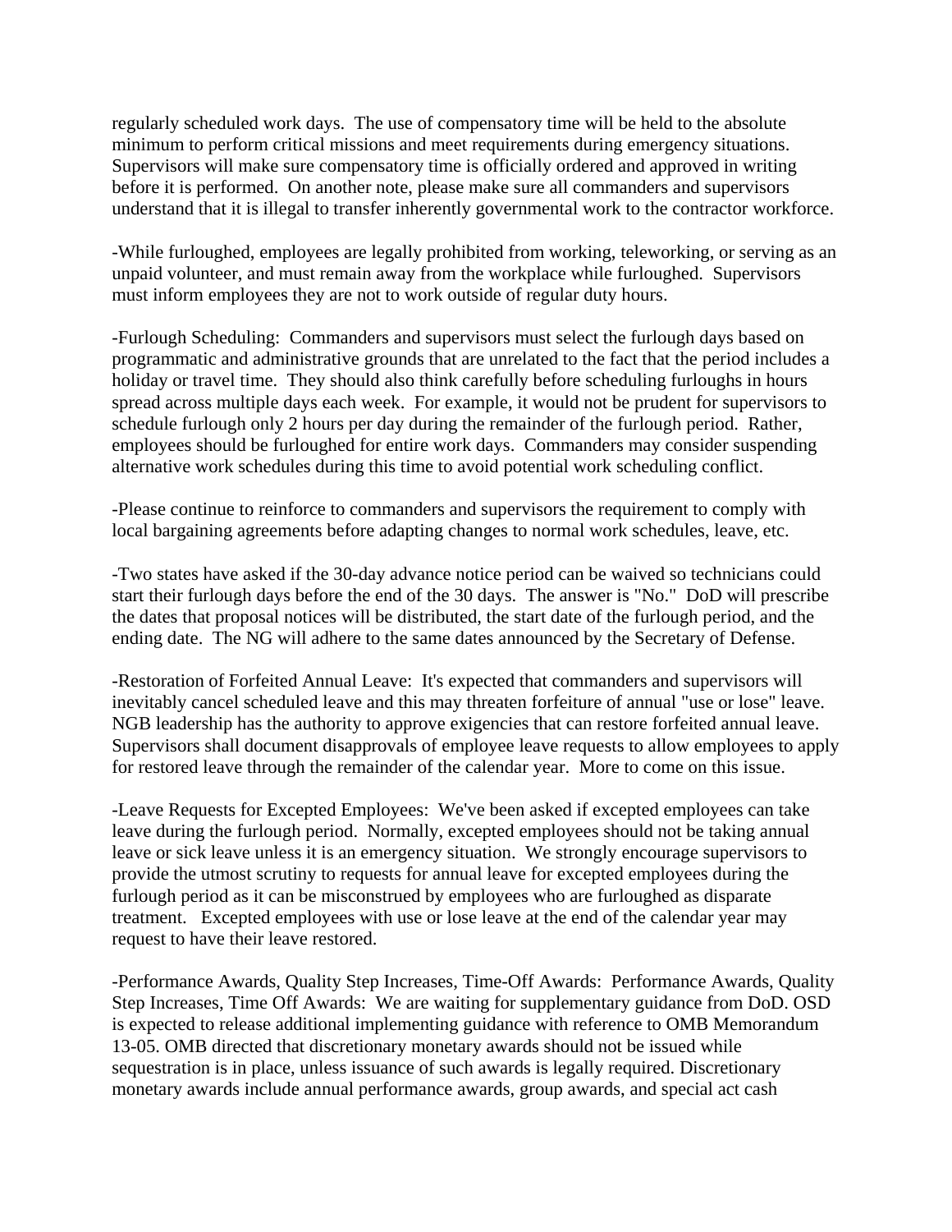regularly scheduled work days. The use of compensatory time will be held to the absolute minimum to perform critical missions and meet requirements during emergency situations. Supervisors will make sure compensatory time is officially ordered and approved in writing before it is performed. On another note, please make sure all commanders and supervisors understand that it is illegal to transfer inherently governmental work to the contractor workforce.

-While furloughed, employees are legally prohibited from working, teleworking, or serving as an unpaid volunteer, and must remain away from the workplace while furloughed. Supervisors must inform employees they are not to work outside of regular duty hours.

-Furlough Scheduling: Commanders and supervisors must select the furlough days based on programmatic and administrative grounds that are unrelated to the fact that the period includes a holiday or travel time. They should also think carefully before scheduling furloughs in hours spread across multiple days each week. For example, it would not be prudent for supervisors to schedule furlough only 2 hours per day during the remainder of the furlough period. Rather, employees should be furloughed for entire work days. Commanders may consider suspending alternative work schedules during this time to avoid potential work scheduling conflict.

-Please continue to reinforce to commanders and supervisors the requirement to comply with local bargaining agreements before adapting changes to normal work schedules, leave, etc.

-Two states have asked if the 30-day advance notice period can be waived so technicians could start their furlough days before the end of the 30 days. The answer is "No." DoD will prescribe the dates that proposal notices will be distributed, the start date of the furlough period, and the ending date. The NG will adhere to the same dates announced by the Secretary of Defense.

-Restoration of Forfeited Annual Leave: It's expected that commanders and supervisors will inevitably cancel scheduled leave and this may threaten forfeiture of annual "use or lose" leave. NGB leadership has the authority to approve exigencies that can restore forfeited annual leave. Supervisors shall document disapprovals of employee leave requests to allow employees to apply for restored leave through the remainder of the calendar year. More to come on this issue.

-Leave Requests for Excepted Employees: We've been asked if excepted employees can take leave during the furlough period. Normally, excepted employees should not be taking annual leave or sick leave unless it is an emergency situation. We strongly encourage supervisors to provide the utmost scrutiny to requests for annual leave for excepted employees during the furlough period as it can be misconstrued by employees who are furloughed as disparate treatment. Excepted employees with use or lose leave at the end of the calendar year may request to have their leave restored.

-Performance Awards, Quality Step Increases, Time-Off Awards: Performance Awards, Quality Step Increases, Time Off Awards: We are waiting for supplementary guidance from DoD. OSD is expected to release additional implementing guidance with reference to OMB Memorandum 13-05. OMB directed that discretionary monetary awards should not be issued while sequestration is in place, unless issuance of such awards is legally required. Discretionary monetary awards include annual performance awards, group awards, and special act cash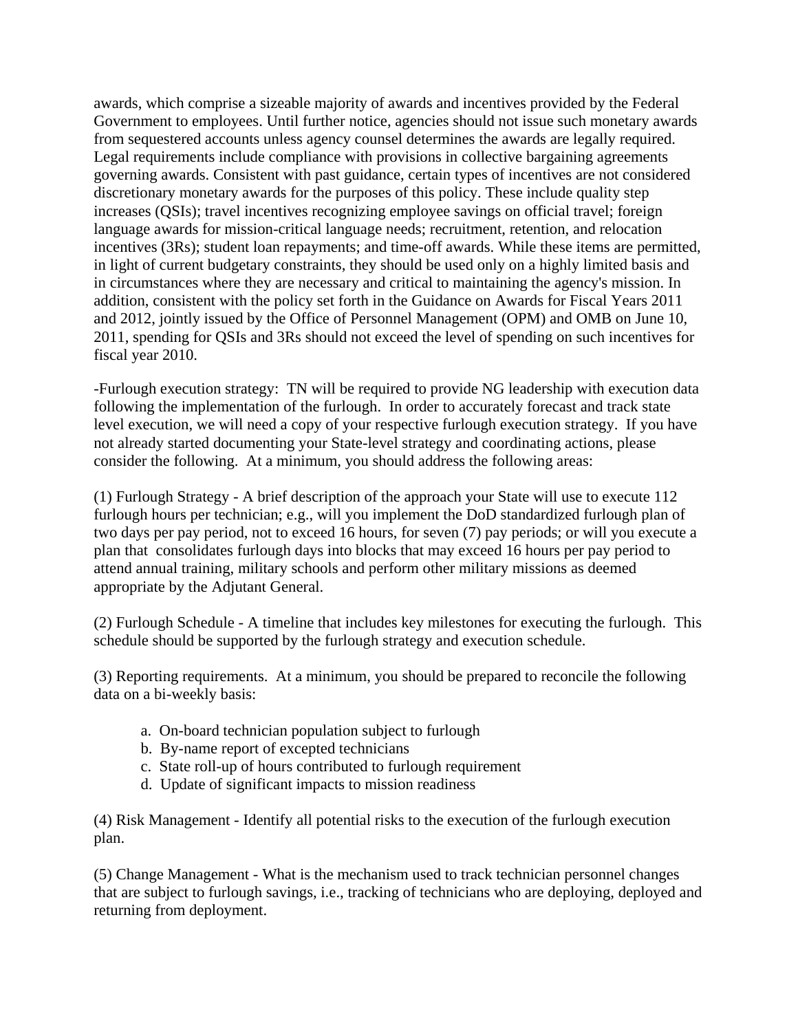awards, which comprise a sizeable majority of awards and incentives provided by the Federal Government to employees. Until further notice, agencies should not issue such monetary awards from sequestered accounts unless agency counsel determines the awards are legally required. Legal requirements include compliance with provisions in collective bargaining agreements governing awards. Consistent with past guidance, certain types of incentives are not considered discretionary monetary awards for the purposes of this policy. These include quality step increases (QSIs); travel incentives recognizing employee savings on official travel; foreign language awards for mission-critical language needs; recruitment, retention, and relocation incentives (3Rs); student loan repayments; and time-off awards. While these items are permitted, in light of current budgetary constraints, they should be used only on a highly limited basis and in circumstances where they are necessary and critical to maintaining the agency's mission. In addition, consistent with the policy set forth in the Guidance on Awards for Fiscal Years 2011 and 2012, jointly issued by the Office of Personnel Management (OPM) and OMB on June 10, 2011, spending for QSIs and 3Rs should not exceed the level of spending on such incentives for fiscal year 2010.

-Furlough execution strategy: TN will be required to provide NG leadership with execution data following the implementation of the furlough. In order to accurately forecast and track state level execution, we will need a copy of your respective furlough execution strategy. If you have not already started documenting your State-level strategy and coordinating actions, please consider the following. At a minimum, you should address the following areas:

(1) Furlough Strategy - A brief description of the approach your State will use to execute 112 furlough hours per technician; e.g., will you implement the DoD standardized furlough plan of two days per pay period, not to exceed 16 hours, for seven (7) pay periods; or will you execute a plan that consolidates furlough days into blocks that may exceed 16 hours per pay period to attend annual training, military schools and perform other military missions as deemed appropriate by the Adjutant General.

(2) Furlough Schedule - A timeline that includes key milestones for executing the furlough. This schedule should be supported by the furlough strategy and execution schedule.

(3) Reporting requirements. At a minimum, you should be prepared to reconcile the following data on a bi-weekly basis:

a. On-board technician population subject to furlough
b. By-name report of excepted technicians
c. State roll-up of hours contributed to furlough requirement
d. Update of significant impacts to mission readiness

(4) Risk Management - Identify all potential risks to the execution of the furlough execution plan.

(5) Change Management - What is the mechanism used to track technician personnel changes that are subject to furlough savings, i.e., tracking of technicians who are deploying, deployed and returning from deployment.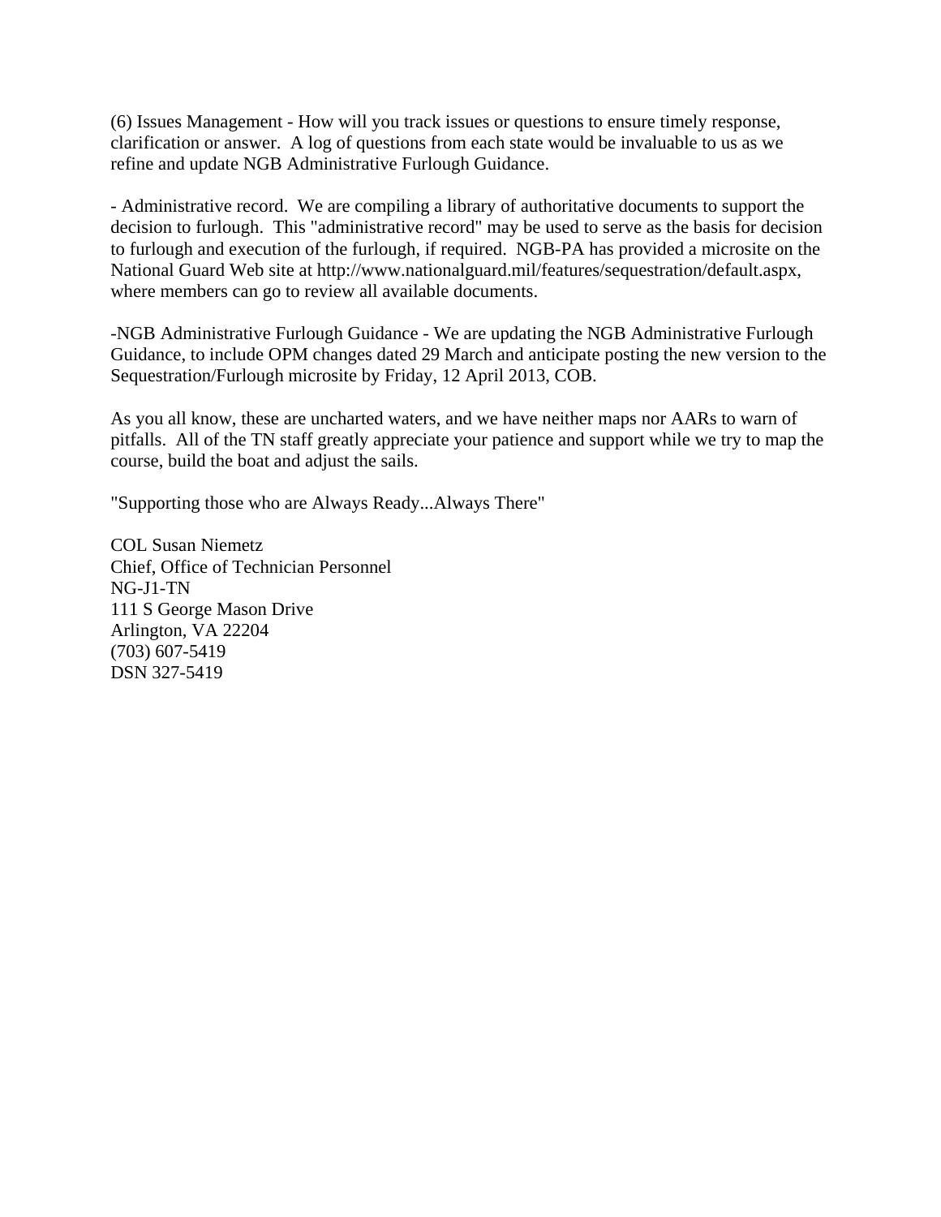(6) Issues Management - How will you track issues or questions to ensure timely response, clarification or answer. A log of questions from each state would be invaluable to us as we refine and update NGB Administrative Furlough Guidance.

- Administrative record. We are compiling a library of authoritative documents to support the decision to furlough. This "administrative record" may be used to serve as the basis for decision to furlough and execution of the furlough, if required. NGB-PA has provided a microsite on the National Guard Web site at http://www.nationalguard.mil/features/sequestration/default.aspx, where members can go to review all available documents.

-NGB Administrative Furlough Guidance - We are updating the NGB Administrative Furlough Guidance, to include OPM changes dated 29 March and anticipate posting the new version to the Sequestration/Furlough microsite by Friday, 12 April 2013, COB.

As you all know, these are uncharted waters, and we have neither maps nor AARs to warn of pitfalls. All of the TN staff greatly appreciate your patience and support while we try to map the course, build the boat and adjust the sails.

"Supporting those who are Always Ready...Always There"

COL Susan Niemetz
Chief, Office of Technician Personnel
NG-J1-TN
111 S George Mason Drive
Arlington, VA 22204
(703) 607-5419
DSN 327-5419